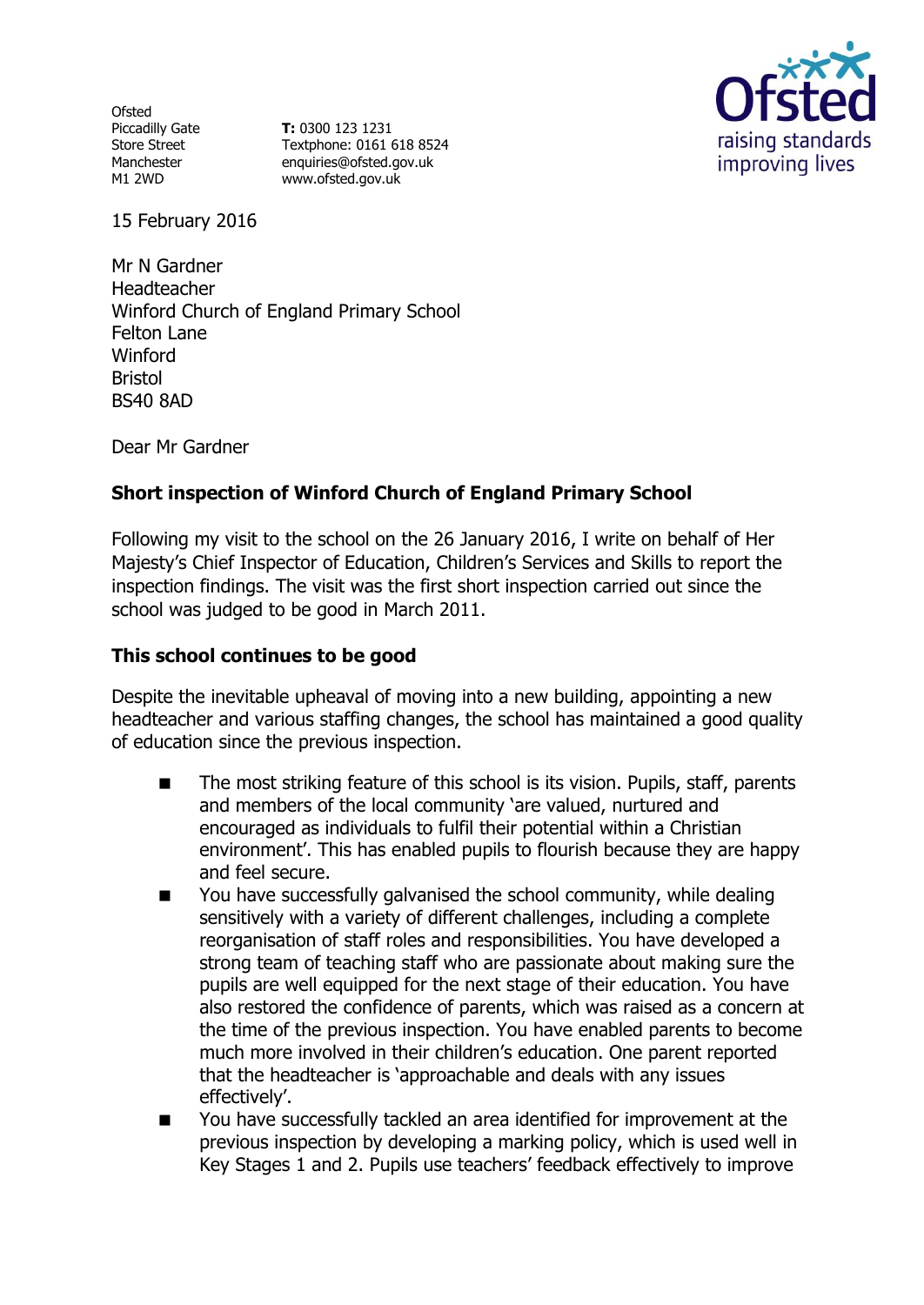Ofsted
Piccadilly Gate
Store Street
Manchester
M1 2WD

**T:** 0300 123 1231
Textphone: 0161 618 8524
enquiries@ofsted.gov.uk
www.ofsted.gov.uk

Ofsted
raising standards
improving lives

15 February 2016

Mr N Gardner
Headteacher
Winford Church of England Primary School
Felton Lane
Winford
Bristol
BS40 8AD

Dear Mr Gardner

**Short inspection of Winford Church of England Primary School**

Following my visit to the school on the 26 January 2016, I write on behalf of Her Majesty's Chief Inspector of Education, Children's Services and Skills to report the inspection findings. The visit was the first short inspection carried out since the school was judged to be good in March 2011.

**This school continues to be good**

Despite the inevitable upheaval of moving into a new building, appointing a new headteacher and various staffing changes, the school has maintained a good quality of education since the previous inspection.

- The most striking feature of this school is its vision. Pupils, staff, parents and members of the local community 'are valued, nurtured and encouraged as individuals to fulfil their potential within a Christian environment'. This has enabled pupils to flourish because they are happy and feel secure.
- You have successfully galvanised the school community, while dealing sensitively with a variety of different challenges, including a complete reorganisation of staff roles and responsibilities. You have developed a strong team of teaching staff who are passionate about making sure the pupils are well equipped for the next stage of their education. You have also restored the confidence of parents, which was raised as a concern at the time of the previous inspection. You have enabled parents to become much more involved in their children's education. One parent reported that the headteacher is 'approachable and deals with any issues effectively'.
- You have successfully tackled an area identified for improvement at the previous inspection by developing a marking policy, which is used well in Key Stages 1 and 2. Pupils use teachers' feedback effectively to improve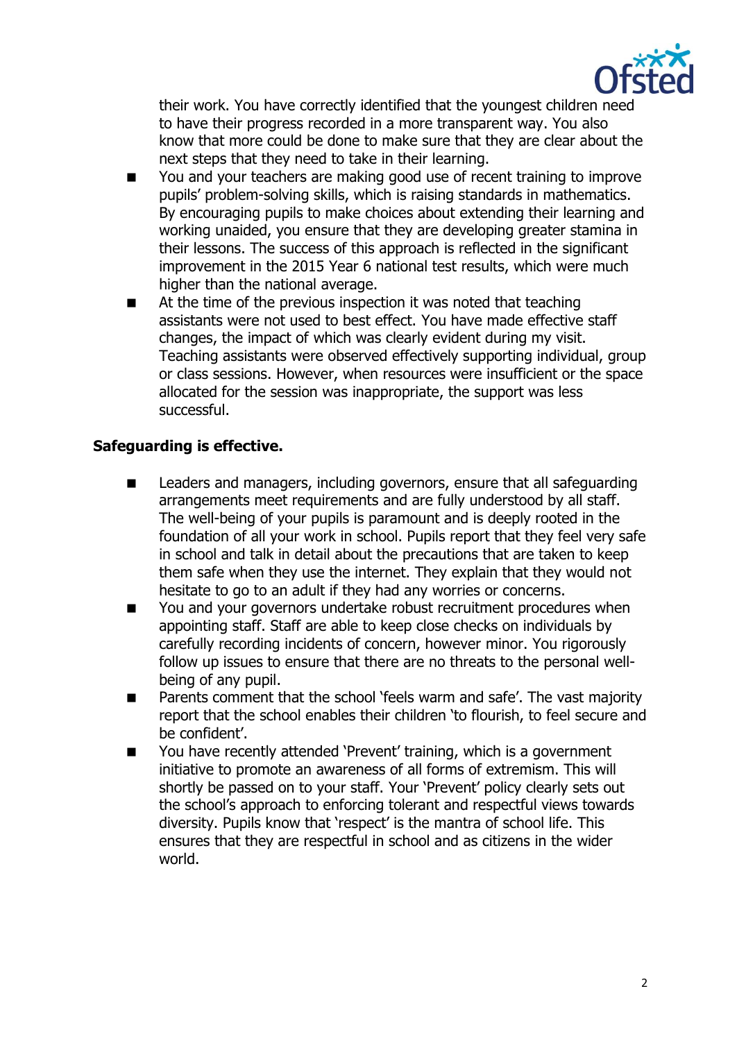their work. You have correctly identified that the youngest children need to have their progress recorded in a more transparent way. You also know that more could be done to make sure that they are clear about the next steps that they need to take in their learning.

- You and your teachers are making good use of recent training to improve pupils' problem-solving skills, which is raising standards in mathematics. By encouraging pupils to make choices about extending their learning and working unaided, you ensure that they are developing greater stamina in their lessons. The success of this approach is reflected in the significant improvement in the 2015 Year 6 national test results, which were much higher than the national average.
- At the time of the previous inspection it was noted that teaching assistants were not used to best effect. You have made effective staff changes, the impact of which was clearly evident during my visit. Teaching assistants were observed effectively supporting individual, group or class sessions. However, when resources were insufficient or the space allocated for the session was inappropriate, the support was less successful.

**Safeguarding is effective.**

- Leaders and managers, including governors, ensure that all safeguarding arrangements meet requirements and are fully understood by all staff. The well-being of your pupils is paramount and is deeply rooted in the foundation of all your work in school. Pupils report that they feel very safe in school and talk in detail about the precautions that are taken to keep them safe when they use the internet. They explain that they would not hesitate to go to an adult if they had any worries or concerns.
- You and your governors undertake robust recruitment procedures when appointing staff. Staff are able to keep close checks on individuals by carefully recording incidents of concern, however minor. You rigorously follow up issues to ensure that there are no threats to the personal well-being of any pupil.
- Parents comment that the school 'feels warm and safe'. The vast majority report that the school enables their children 'to flourish, to feel secure and be confident'.
- You have recently attended 'Prevent' training, which is a government initiative to promote an awareness of all forms of extremism. This will shortly be passed on to your staff. Your 'Prevent' policy clearly sets out the school's approach to enforcing tolerant and respectful views towards diversity. Pupils know that 'respect' is the mantra of school life. This ensures that they are respectful in school and as citizens in the wider world.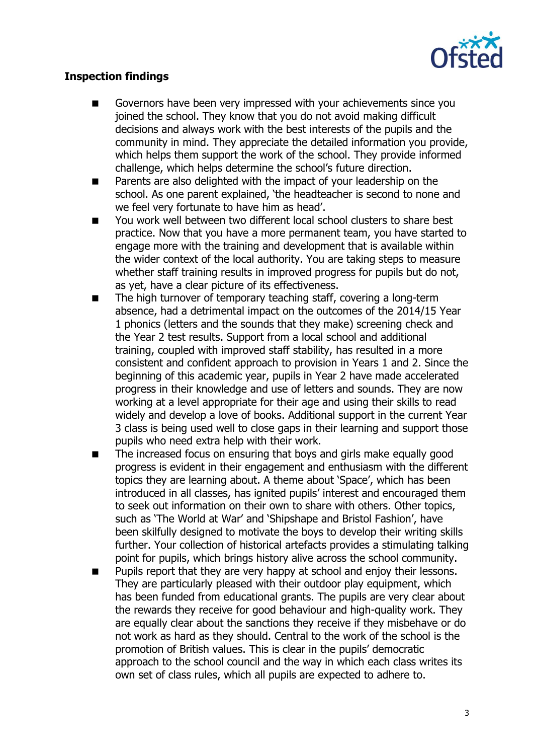**Inspection findings**

- Governors have been very impressed with your achievements since you joined the school. They know that you do not avoid making difficult decisions and always work with the best interests of the pupils and the community in mind. They appreciate the detailed information you provide, which helps them support the work of the school. They provide informed challenge, which helps determine the school's future direction.
- Parents are also delighted with the impact of your leadership on the school. As one parent explained, 'the headteacher is second to none and we feel very fortunate to have him as head'.
- You work well between two different local school clusters to share best practice. Now that you have a more permanent team, you have started to engage more with the training and development that is available within the wider context of the local authority. You are taking steps to measure whether staff training results in improved progress for pupils but do not, as yet, have a clear picture of its effectiveness.
- The high turnover of temporary teaching staff, covering a long-term absence, had a detrimental impact on the outcomes of the 2014/15 Year 1 phonics (letters and the sounds that they make) screening check and the Year 2 test results. Support from a local school and additional training, coupled with improved staff stability, has resulted in a more consistent and confident approach to provision in Years 1 and 2. Since the beginning of this academic year, pupils in Year 2 have made accelerated progress in their knowledge and use of letters and sounds. They are now working at a level appropriate for their age and using their skills to read widely and develop a love of books. Additional support in the current Year 3 class is being used well to close gaps in their learning and support those pupils who need extra help with their work.
- The increased focus on ensuring that boys and girls make equally good progress is evident in their engagement and enthusiasm with the different topics they are learning about. A theme about 'Space', which has been introduced in all classes, has ignited pupils' interest and encouraged them to seek out information on their own to share with others. Other topics, such as 'The World at War' and 'Shipshape and Bristol Fashion', have been skilfully designed to motivate the boys to develop their writing skills further. Your collection of historical artefacts provides a stimulating talking point for pupils, which brings history alive across the school community.
- Pupils report that they are very happy at school and enjoy their lessons. They are particularly pleased with their outdoor play equipment, which has been funded from educational grants. The pupils are very clear about the rewards they receive for good behaviour and high-quality work. They are equally clear about the sanctions they receive if they misbehave or do not work as hard as they should. Central to the work of the school is the promotion of British values. This is clear in the pupils' democratic approach to the school council and the way in which each class writes its own set of class rules, which all pupils are expected to adhere to.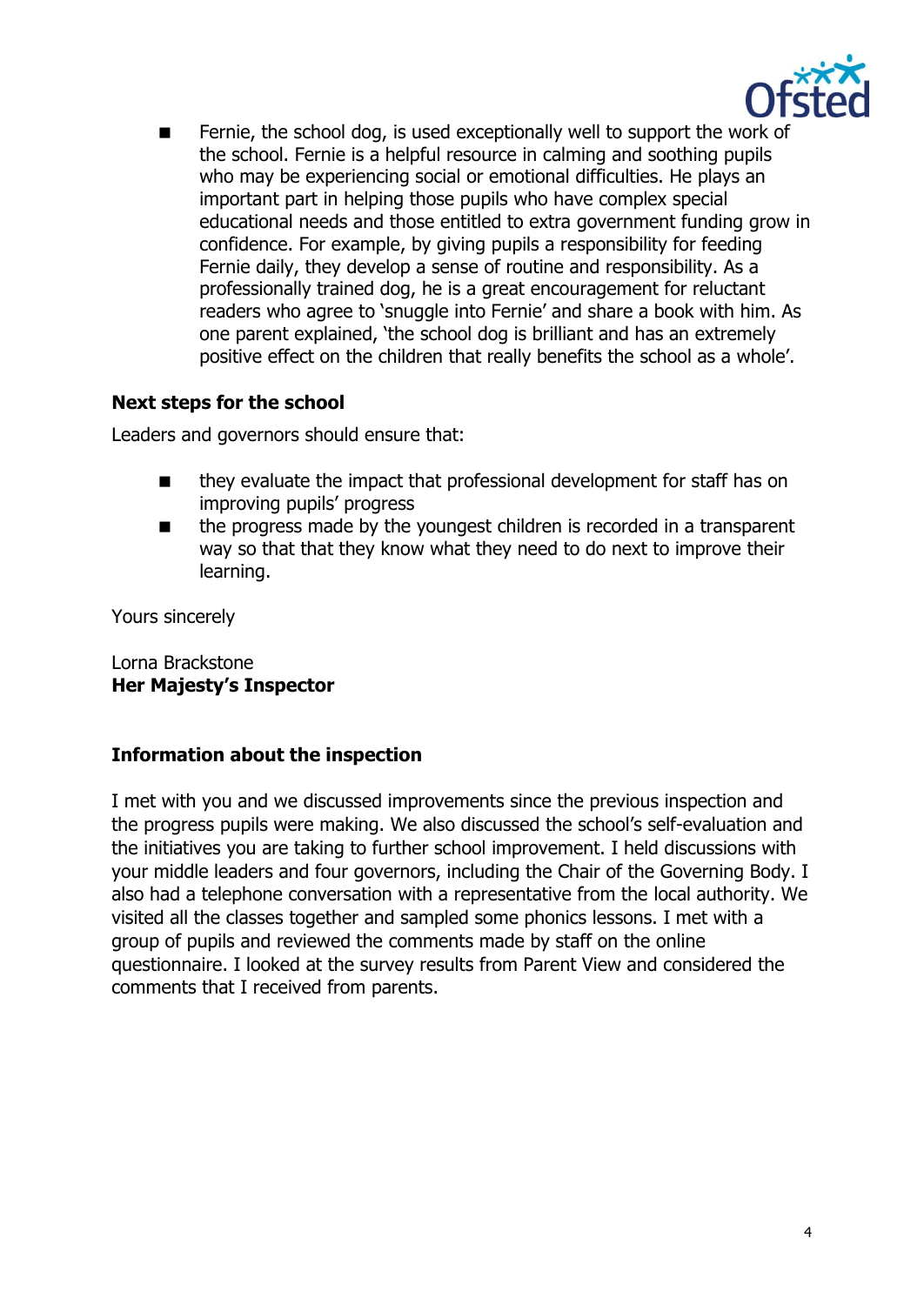- Fernie, the school dog, is used exceptionally well to support the work of the school. Fernie is a helpful resource in calming and soothing pupils who may be experiencing social or emotional difficulties. He plays an important part in helping those pupils who have complex special educational needs and those entitled to extra government funding grow in confidence. For example, by giving pupils a responsibility for feeding Fernie daily, they develop a sense of routine and responsibility. As a professionally trained dog, he is a great encouragement for reluctant readers who agree to 'snuggle into Fernie' and share a book with him. As one parent explained, 'the school dog is brilliant and has an extremely positive effect on the children that really benefits the school as a whole'.

### Next steps for the school

Leaders and governors should ensure that:

- they evaluate the impact that professional development for staff has on improving pupils' progress
- the progress made by the youngest children is recorded in a transparent way so that that they know what they need to do next to improve their learning.

Yours sincerely

Lorna Brackstone
**Her Majesty's Inspector**

### Information about the inspection

I met with you and we discussed improvements since the previous inspection and the progress pupils were making. We also discussed the school's self-evaluation and the initiatives you are taking to further school improvement. I held discussions with your middle leaders and four governors, including the Chair of the Governing Body. I also had a telephone conversation with a representative from the local authority. We visited all the classes together and sampled some phonics lessons. I met with a group of pupils and reviewed the comments made by staff on the online questionnaire. I looked at the survey results from Parent View and considered the comments that I received from parents.